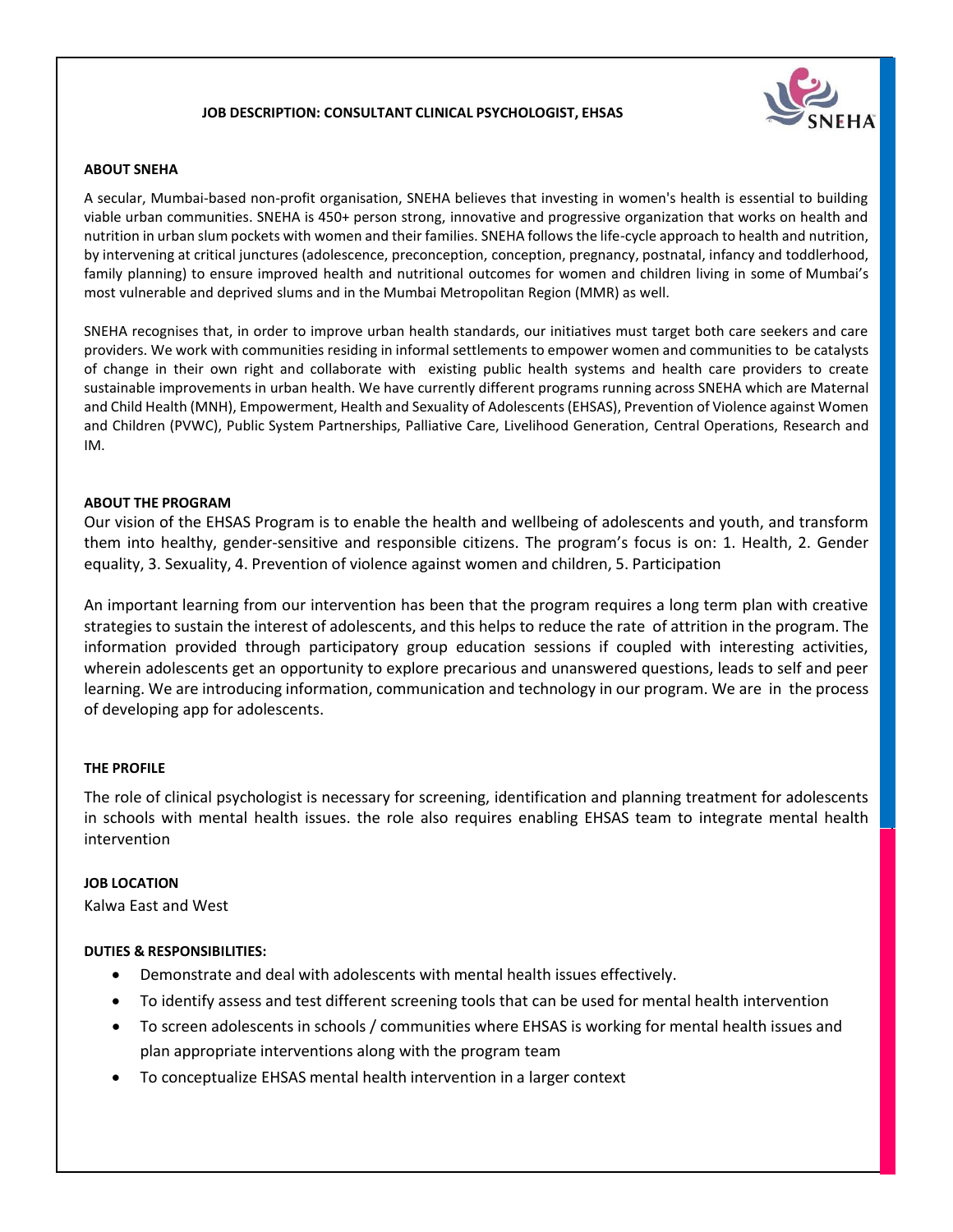# JOB DESCRIPTION: CONSULTANT CLINICAL PSYCHOLOGIST, EHSAS

## ABOUT SNEHA

A secular, Mumbai-based non-profit organisation, SNEHA believes that investing in women's health is essential to building viable urban communities. SNEHA is 450+ person strong, innovative and progressive organization that works on health and nutrition in urban slum pockets with women and their families. SNEHA follows the life-cycle approach to health and nutrition, by intervening at critical junctures (adolescence, preconception, conception, pregnancy, postnatal, infancy and toddlerhood, family planning) to ensure improved health and nutritional outcomes for women and children living in some of Mumbai's most vulnerable and deprived slums and in the Mumbai Metropolitan Region (MMR) as well.

SNEHA recognises that, in order to improve urban health standards, our initiatives must target both care seekers and care providers. We work with communities residing in informal settlements to empower women and communities to be catalysts of change in their own right and collaborate with existing public health systems and health care providers to create sustainable improvements in urban health. We have currently different programs running across SNEHA which are Maternal and Child Health (MNH), Empowerment, Health and Sexuality of Adolescents (EHSAS), Prevention of Violence against Women and Children (PVWC), Public System Partnerships, Palliative Care, Livelihood Generation, Central Operations, Research and IM.

## ABOUT THE PROGRAM

Our vision of the EHSAS Program is to enable the health and wellbeing of adolescents and youth, and transform them into healthy, gender-sensitive and responsible citizens. The program's focus is on: 1. Health, 2. Gender equality, 3. Sexuality, 4. Prevention of violence against women and children, 5. Participation

An important learning from our intervention has been that the program requires a long term plan with creative strategies to sustain the interest of adolescents, and this helps to reduce the rate of attrition in the program. The information provided through participatory group education sessions if coupled with interesting activities, wherein adolescents get an opportunity to explore precarious and unanswered questions, leads to self and peer learning. We are introducing information, communication and technology in our program. We are in the process of developing app for adolescents.

## THE PROFILE

The role of clinical psychologist is necessary for screening, identification and planning treatment for adolescents in schools with mental health issues. the role also requires enabling EHSAS team to integrate mental health intervention

## JOB LOCATION

Kalwa East and West

## DUTIES & RESPONSIBILITIES:

- Demonstrate and deal with adolescents with mental health issues effectively.
- To identify assess and test different screening tools that can be used for mental health intervention
- To screen adolescents in schools / communities where EHSAS is working for mental health issues and plan appropriate interventions along with the program team
- To conceptualize EHSAS mental health intervention in a larger context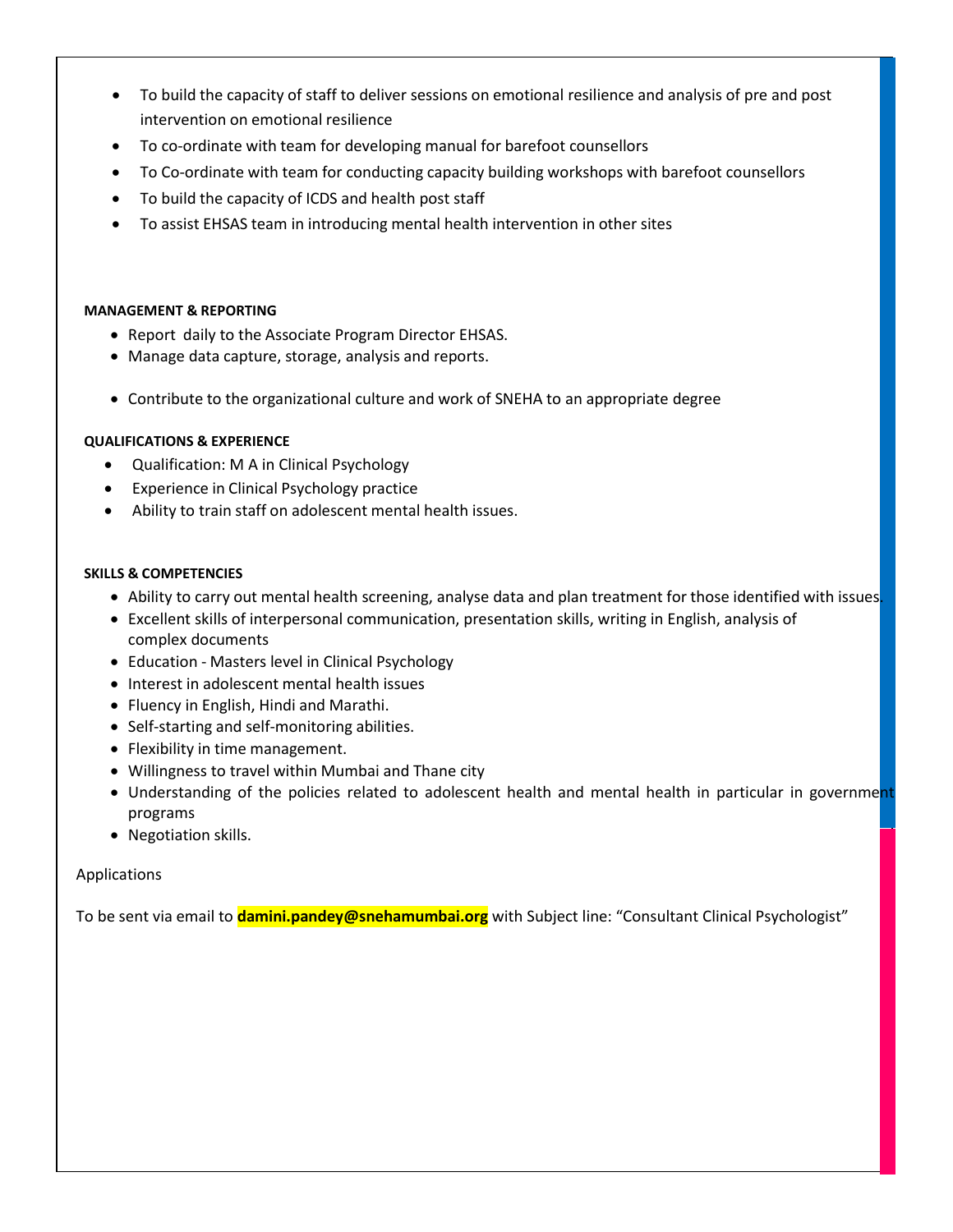- To build the capacity of staff to deliver sessions on emotional resilience and analysis of pre and post intervention on emotional resilience
- To co-ordinate with team for developing manual for barefoot counsellors
- To Co-ordinate with team for conducting capacity building workshops with barefoot counsellors
- To build the capacity of ICDS and health post staff
- To assist EHSAS team in introducing mental health intervention in other sites

**MANAGEMENT & REPORTING**

- Report daily to the Associate Program Director EHSAS.
- Manage data capture, storage, analysis and reports.
- Contribute to the organizational culture and work of SNEHA to an appropriate degree

**QUALIFICATIONS & EXPERIENCE**

- Qualification: M A in Clinical Psychology
- Experience in Clinical Psychology practice
- Ability to train staff on adolescent mental health issues.

**SKILLS & COMPETENCIES**

- Ability to carry out mental health screening, analyse data and plan treatment for those identified with issues.
- Excellent skills of interpersonal communication, presentation skills, writing in English, analysis of complex documents
- Education - Masters level in Clinical Psychology
- Interest in adolescent mental health issues
- Fluency in English, Hindi and Marathi.
- Self-starting and self-monitoring abilities.
- Flexibility in time management.
- Willingness to travel within Mumbai and Thane city
- Understanding of the policies related to adolescent health and mental health in particular in government programs
- Negotiation skills.

Applications

To be sent via email to **damini.pandey@snehamumbai.org** with Subject line: "Consultant Clinical Psychologist"